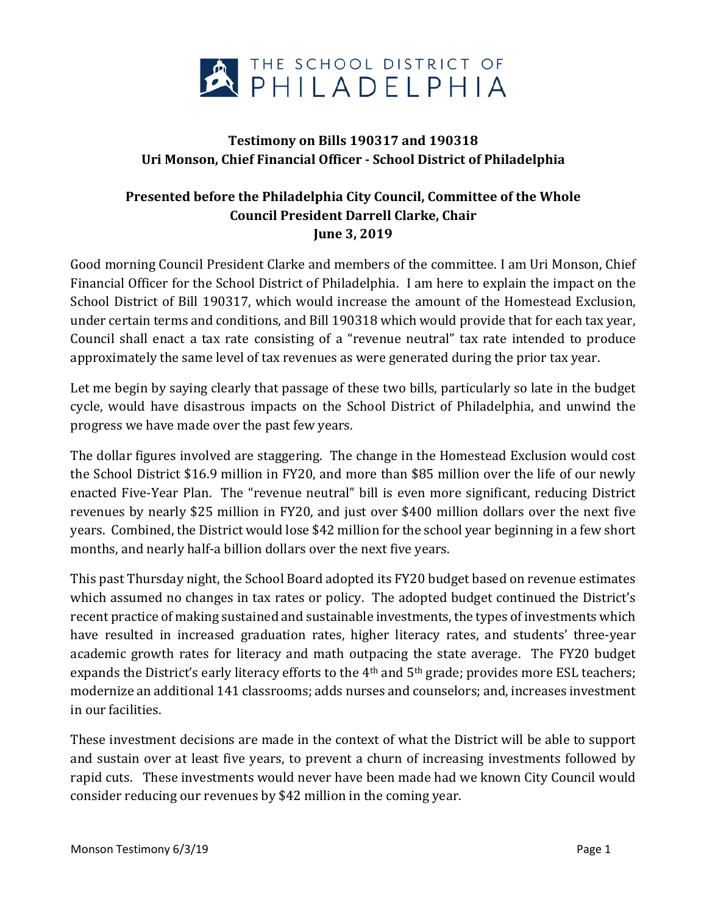THE SCHOOL DISTRICT OF PHILADELPHIA

**Testimony on Bills 190317 and 190318**
**Uri Monson, Chief Financial Officer - School District of Philadelphia**

**Presented before the Philadelphia City Council, Committee of the Whole**
**Council President Darrell Clarke, Chair**
**June 3, 2019**

Good morning Council President Clarke and members of the committee. I am Uri Monson, Chief Financial Officer for the School District of Philadelphia. I am here to explain the impact on the School District of Bill 190317, which would increase the amount of the Homestead Exclusion, under certain terms and conditions, and Bill 190318 which would provide that for each tax year, Council shall enact a tax rate consisting of a "revenue neutral" tax rate intended to produce approximately the same level of tax revenues as were generated during the prior tax year.

Let me begin by saying clearly that passage of these two bills, particularly so late in the budget cycle, would have disastrous impacts on the School District of Philadelphia, and unwind the progress we have made over the past few years.

The dollar figures involved are staggering. The change in the Homestead Exclusion would cost the School District $16.9 million in FY20, and more than $85 million over the life of our newly enacted Five-Year Plan. The "revenue neutral" bill is even more significant, reducing District revenues by nearly $25 million in FY20, and just over $400 million dollars over the next five years. Combined, the District would lose $42 million for the school year beginning in a few short months, and nearly half-a billion dollars over the next five years.

This past Thursday night, the School Board adopted its FY20 budget based on revenue estimates which assumed no changes in tax rates or policy. The adopted budget continued the District's recent practice of making sustained and sustainable investments, the types of investments which have resulted in increased graduation rates, higher literacy rates, and students' three-year academic growth rates for literacy and math outpacing the state average. The FY20 budget expands the District's early literacy efforts to the 4th and 5th grade; provides more ESL teachers; modernize an additional 141 classrooms; adds nurses and counselors; and, increases investment in our facilities.

These investment decisions are made in the context of what the District will be able to support and sustain over at least five years, to prevent a churn of increasing investments followed by rapid cuts. These investments would never have been made had we known City Council would consider reducing our revenues by $42 million in the coming year.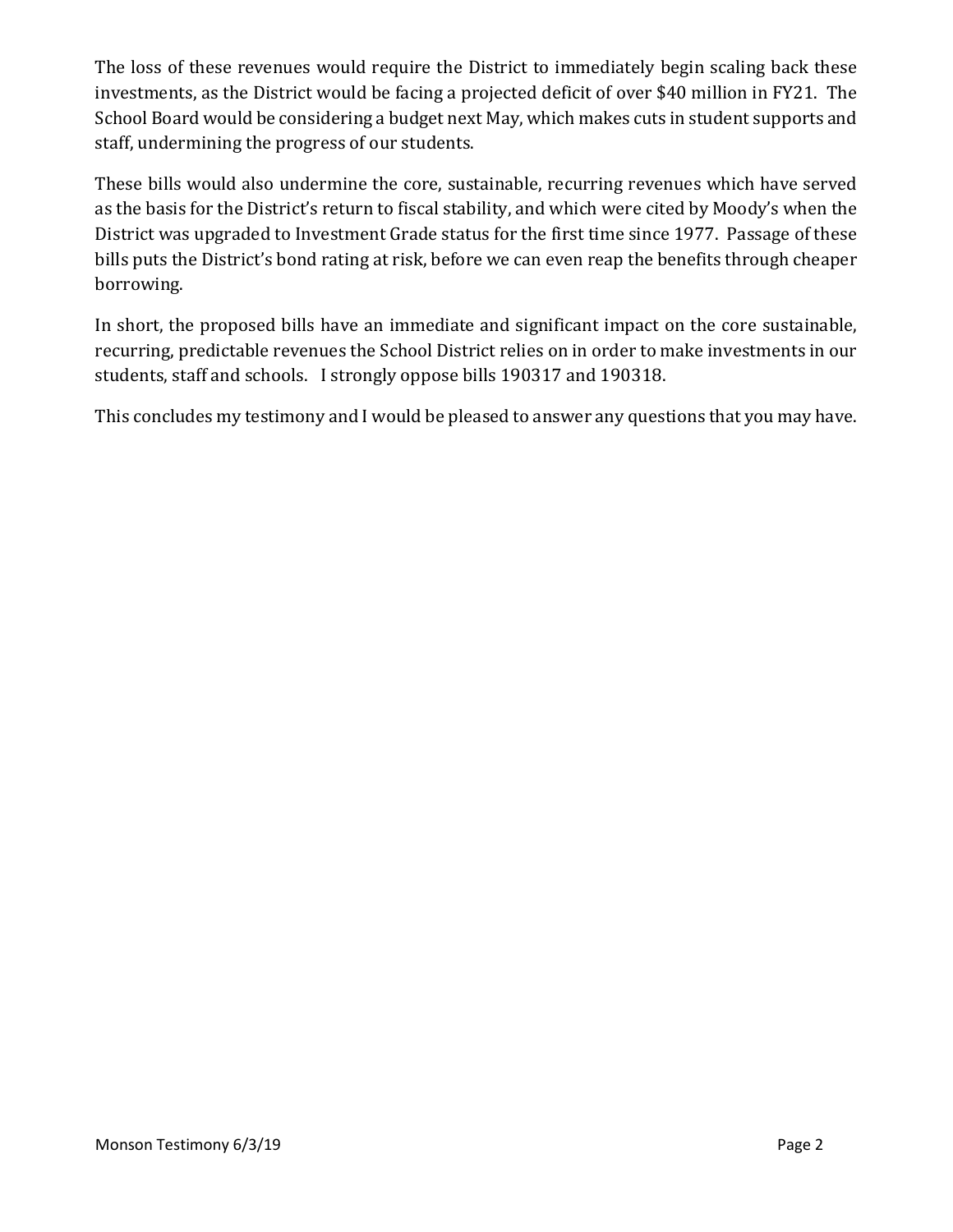The loss of these revenues would require the District to immediately begin scaling back these investments, as the District would be facing a projected deficit of over $40 million in FY21. The School Board would be considering a budget next May, which makes cuts in student supports and staff, undermining the progress of our students.

These bills would also undermine the core, sustainable, recurring revenues which have served as the basis for the District's return to fiscal stability, and which were cited by Moody's when the District was upgraded to Investment Grade status for the first time since 1977. Passage of these bills puts the District's bond rating at risk, before we can even reap the benefits through cheaper borrowing.

In short, the proposed bills have an immediate and significant impact on the core sustainable, recurring, predictable revenues the School District relies on in order to make investments in our students, staff and schools. I strongly oppose bills 190317 and 190318.

This concludes my testimony and I would be pleased to answer any questions that you may have.